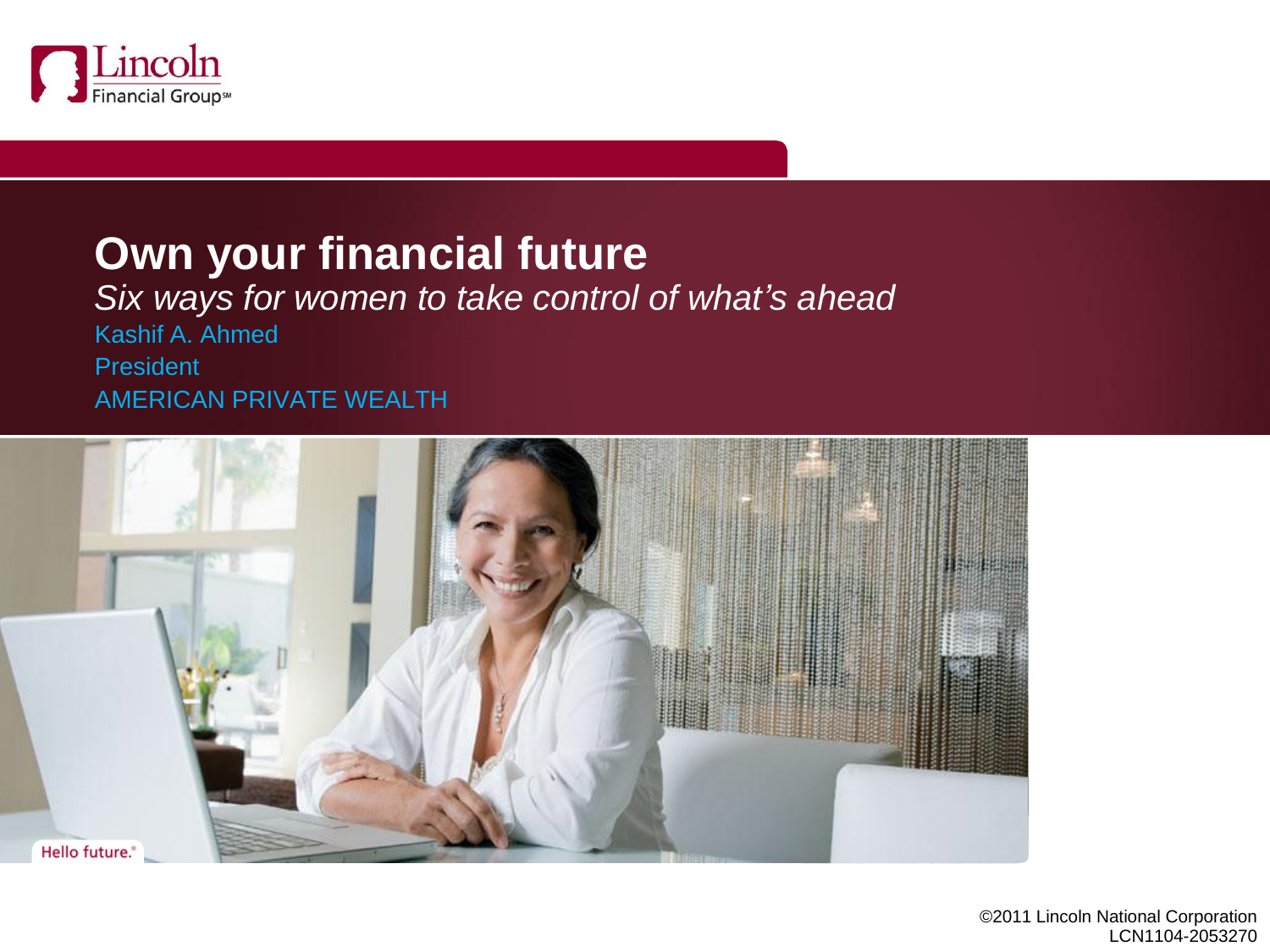# Own your financial future

*Six ways for women to take control of what's ahead*

Kashif A. Ahmed

President

AMERICAN PRIVATE WEALTH

Hello future.®

©2011 Lincoln National Corporation
LCN1104-2053270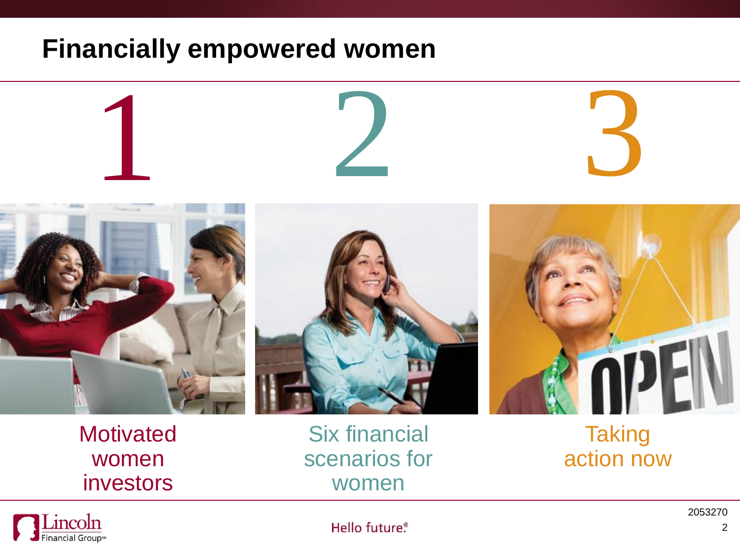# Financially empowered women

1. Motivated women investors
2. Six financial scenarios for women
3. Taking action now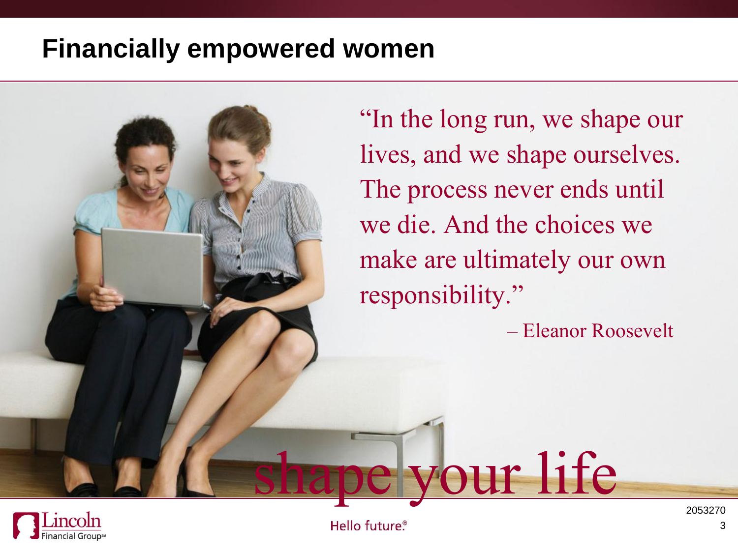# Financially empowered women

"In the long run, we shape our lives, and we shape ourselves. The process never ends until we die. And the choices we make are ultimately our own responsibility."

– Eleanor Roosevelt

shape your life

Hello future®

2053270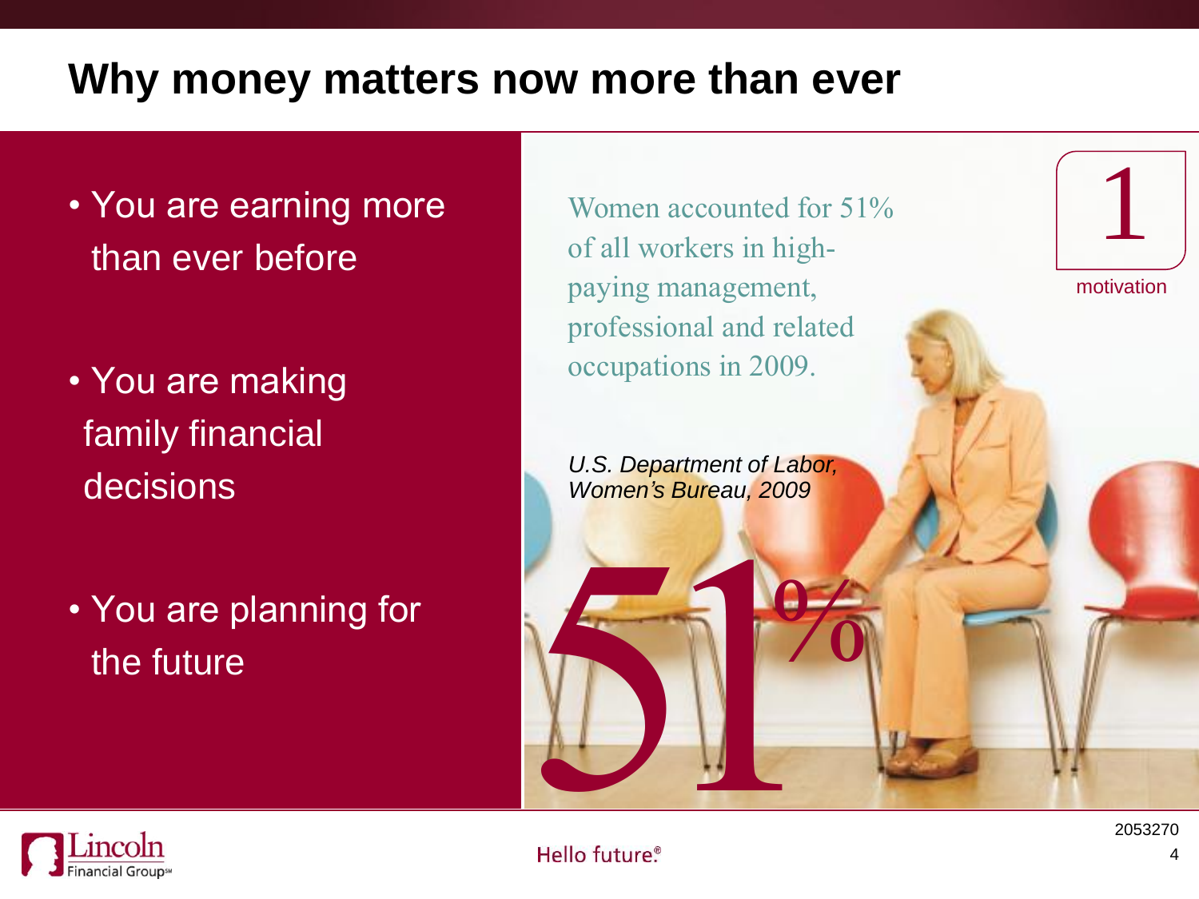# Why money matters now more than ever

- You are earning more than ever before
- You are making family financial decisions
- You are planning for the future

Women accounted for 51% of all workers in high-paying management, professional and related occupations in 2009.

*U.S. Department of Labor, Women's Bureau, 2009*

51%

1

motivation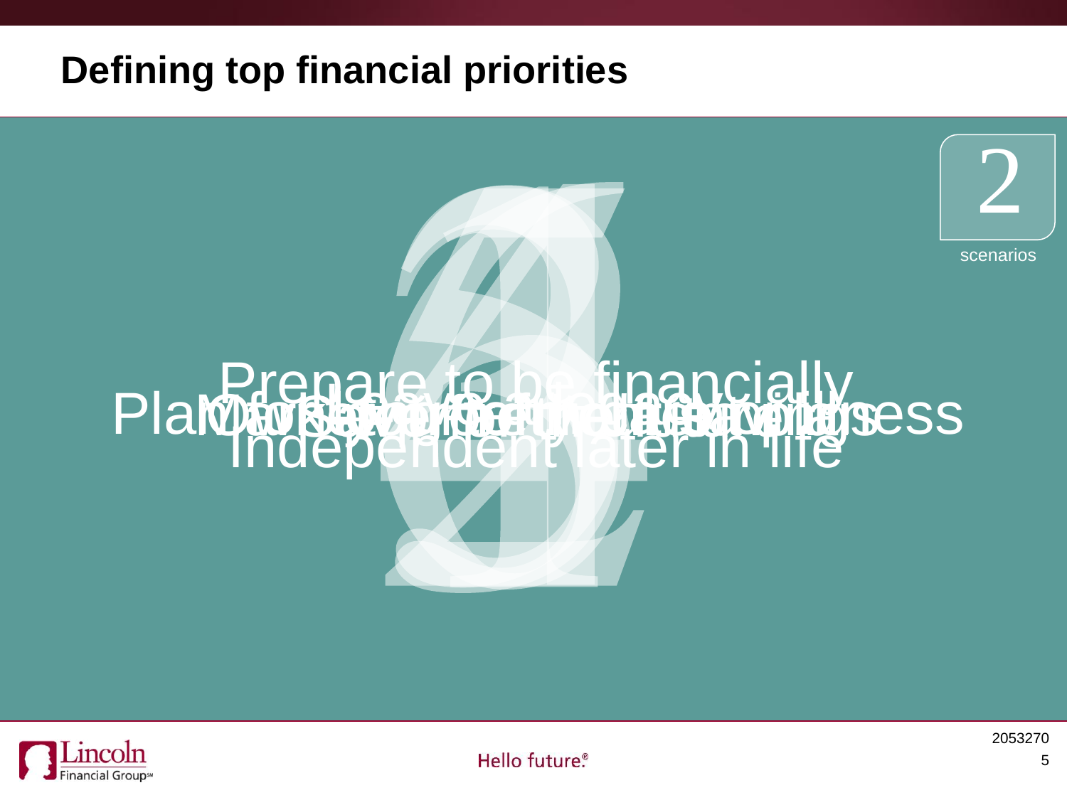# Defining top financial priorities

2

scenarios

Prepare to be financially independent later in life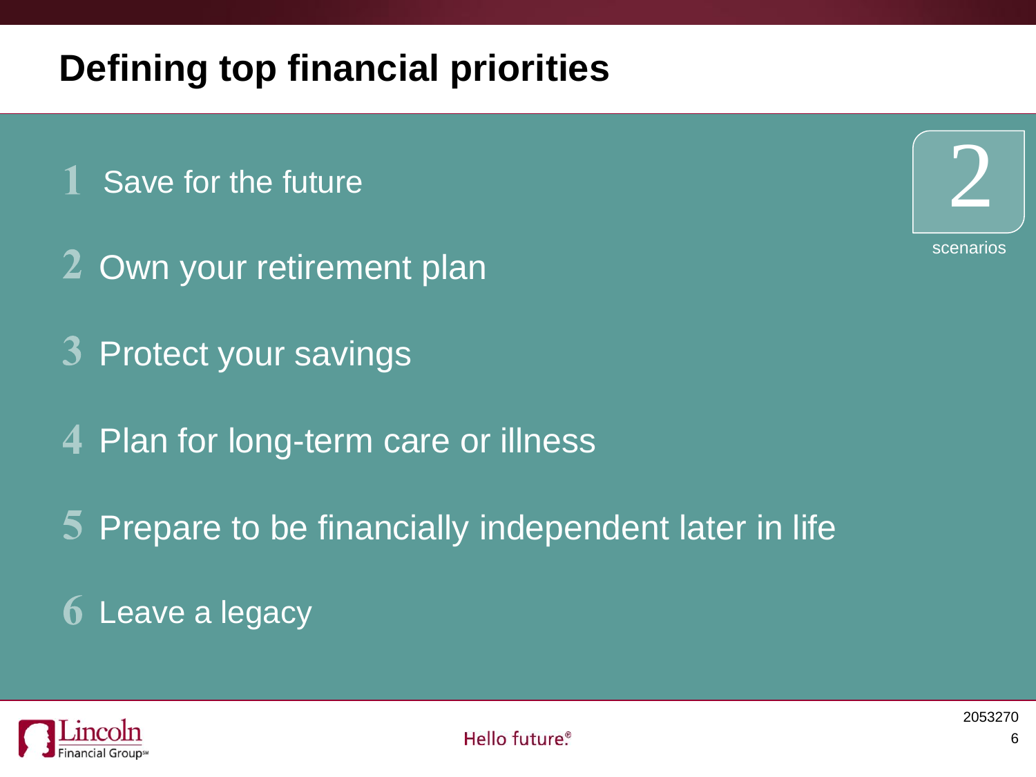# Defining top financial priorities

1. Save for the future
2. Own your retirement plan
3. Protect your savings
4. Plan for long-term care or illness
5. Prepare to be financially independent later in life
6. Leave a legacy

2 scenarios

Lincoln Financial Group℠

Hello future.®

2053270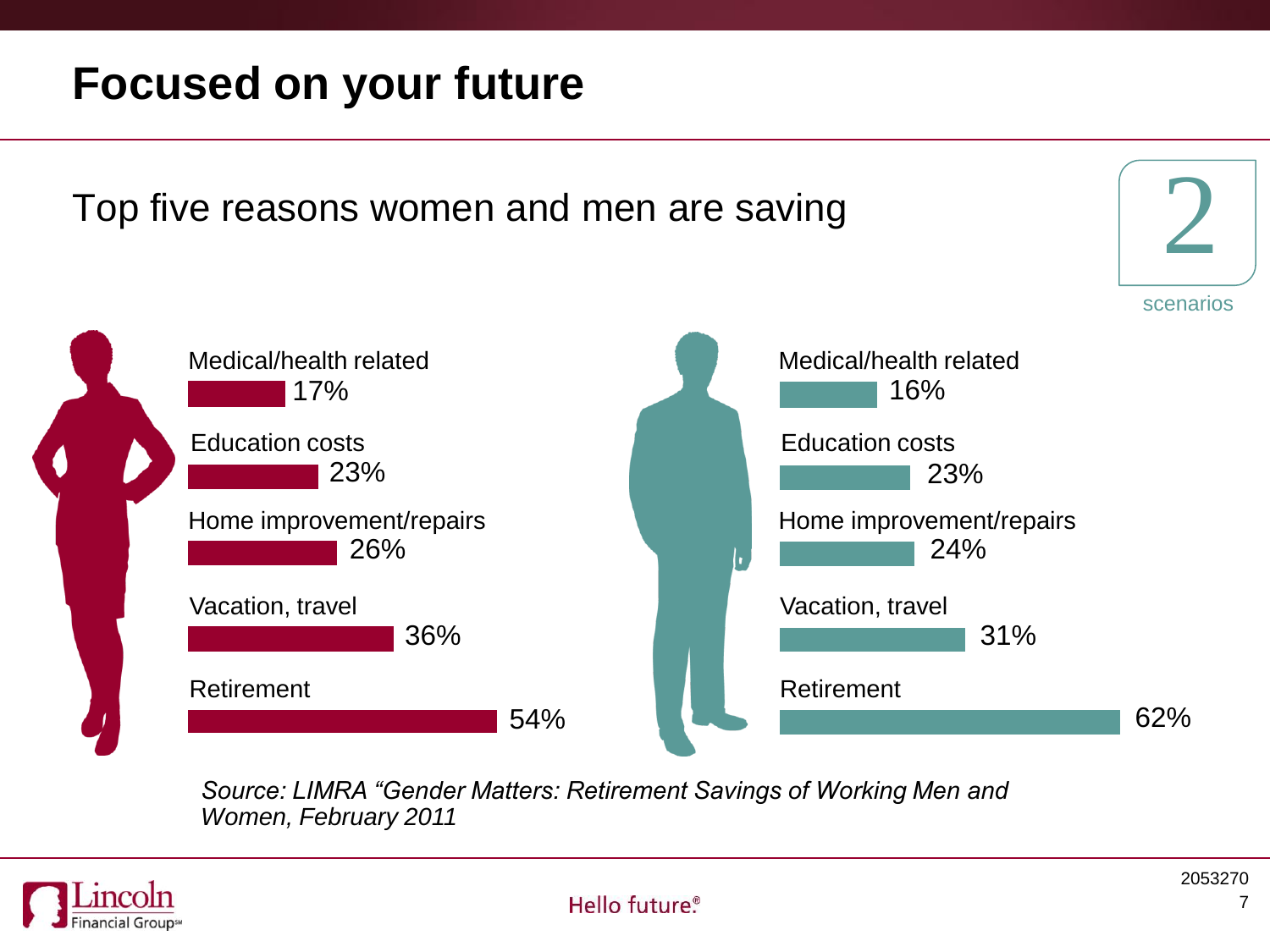# Focused on your future

## Top five reasons women and men are saving

2
scenarios

| Reason | Women | Men |
|---|---|---|
| Medical/health related | 17% | 16% |
| Education costs | 23% | 23% |
| Home improvement/repairs | 26% | 24% |
| Vacation, travel | 36% | 31% |
| Retirement | 54% | 62% |

*Source: LIMRA "Gender Matters: Retirement Savings of Working Men and Women, February 2011*

Lincoln Financial Group

Hello future.®

2053270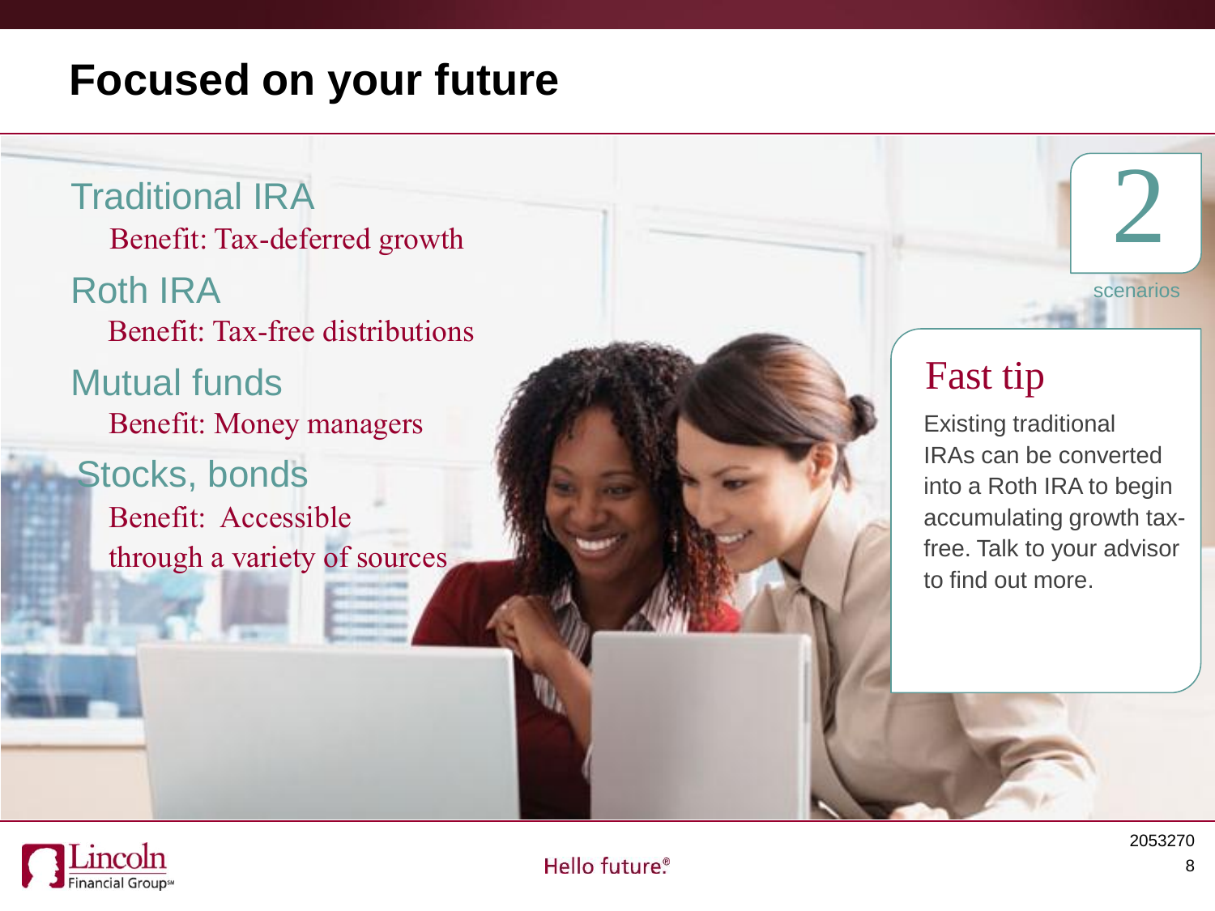# Focused on your future

## Traditional IRA

Benefit: Tax-deferred growth

## Roth IRA

Benefit: Tax-free distributions

## Mutual funds

Benefit: Money managers

## Stocks, bonds

Benefit: Accessible through a variety of sources

2

scenarios

### Fast tip

Existing traditional IRAs can be converted into a Roth IRA to begin accumulating growth tax-free. Talk to your advisor to find out more.

2053270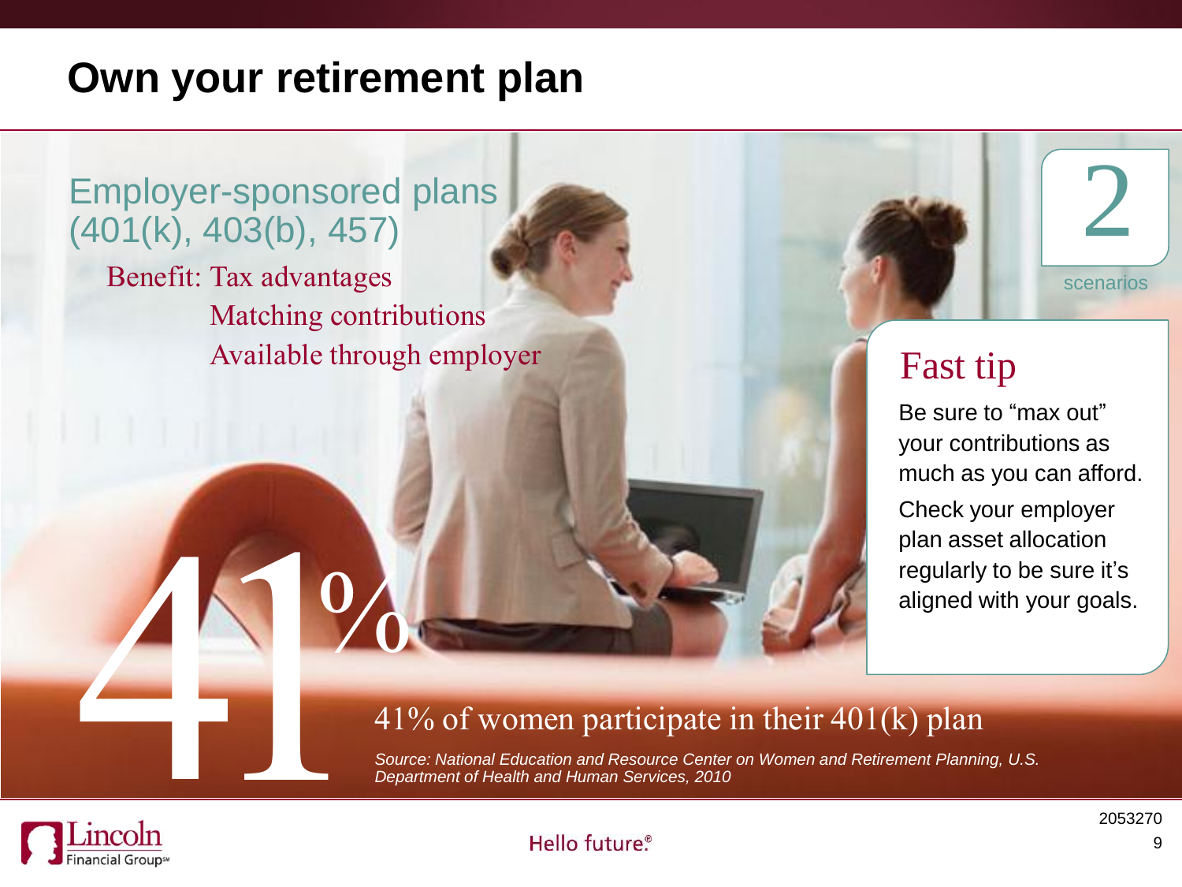# Own your retirement plan

## Employer-sponsored plans (401(k), 403(b), 457)

Benefit: Tax advantages
Matching contributions
Available through employer

**2** scenarios

### Fast tip

Be sure to "max out" your contributions as much as you can afford.

Check your employer plan asset allocation regularly to be sure it's aligned with your goals.

**41%**

41% of women participate in their 401(k) plan

*Source: National Education and Resource Center on Women and Retirement Planning, U.S. Department of Health and Human Services, 2010*

Lincoln Financial Group

Hello future.®

2053270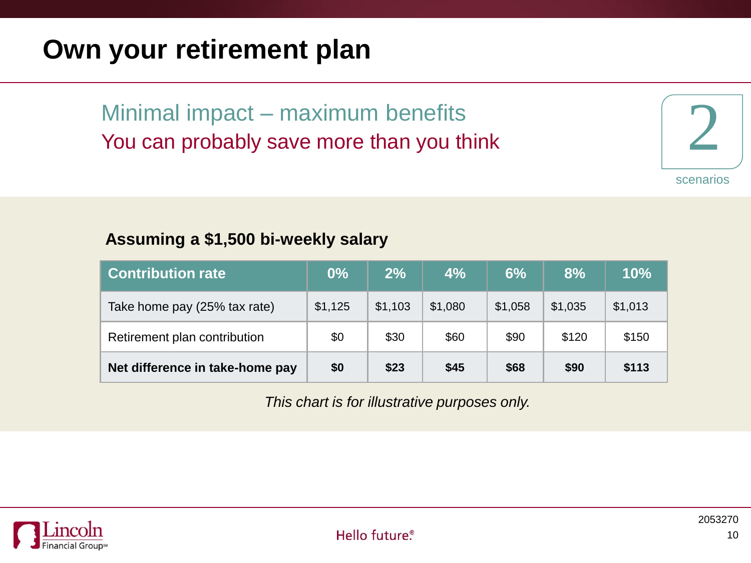# Own your retirement plan

## Minimal impact – maximum benefits

### You can probably save more than you think

2

scenarios

**Assuming a $1,500 bi-weekly salary**

| Contribution rate | 0% | 2% | 4% | 6% | 8% | 10% |
|---|---|---|---|---|---|---|
| Take home pay (25% tax rate) | $1,125 | $1,103 | $1,080 | $1,058 | $1,035 | $1,013 |
| Retirement plan contribution | $0 | $30 | $60 | $90 | $120 | $150 |
| **Net difference in take-home pay** | **$0** | **$23** | **$45** | **$68** | **$90** | **$113** |

*This chart is for illustrative purposes only.*

Lincoln Financial Group℠

Hello future.®

2053270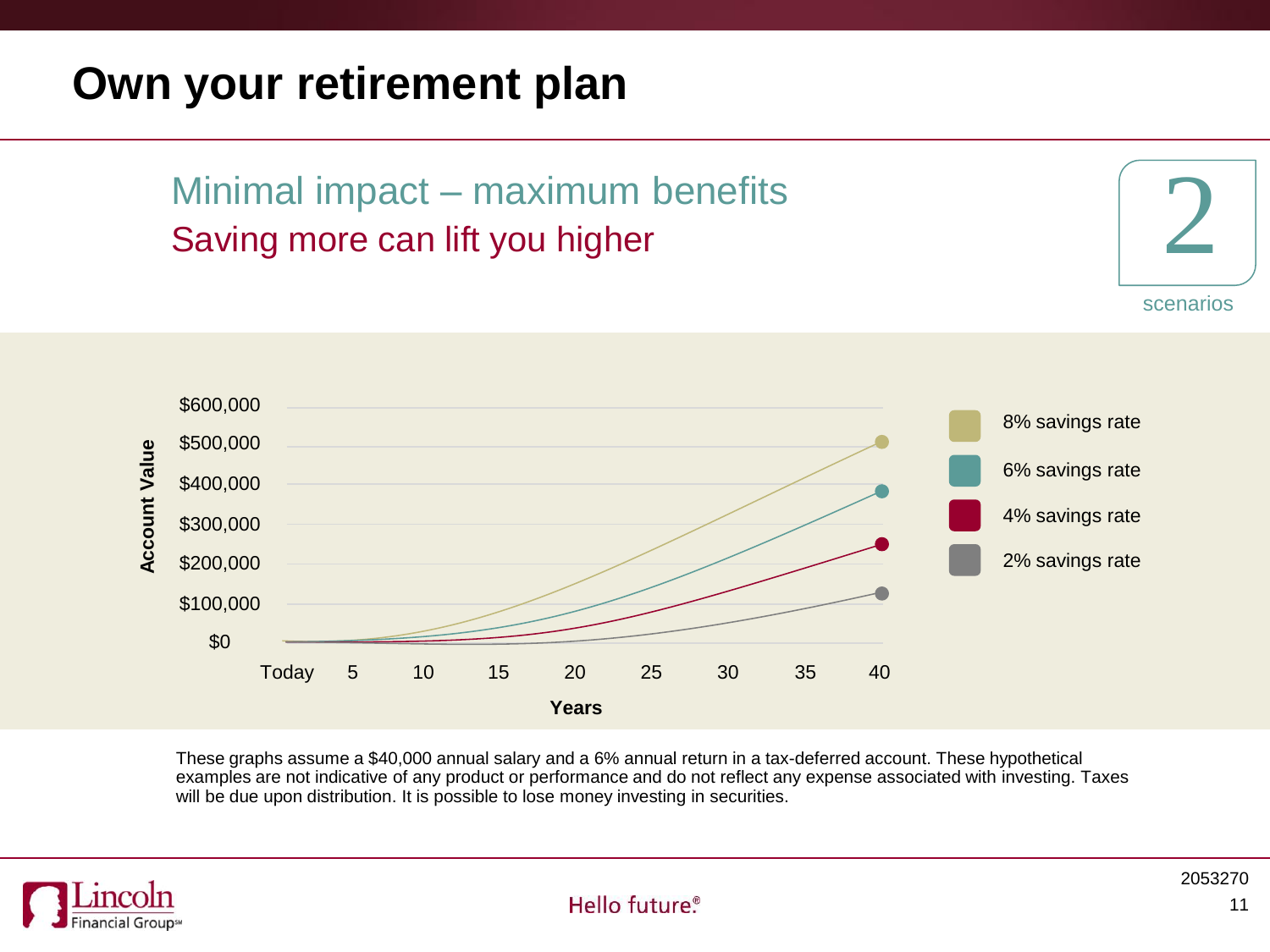# Own your retirement plan

## Minimal impact – maximum benefits

### Saving more can lift you higher

2

scenarios

Account Value

$600,000
$500,000
$400,000
$300,000
$200,000
$100,000
$0

Today 5 10 15 20 25 30 35 40

Years

- 8% savings rate
- 6% savings rate
- 4% savings rate
- 2% savings rate

These graphs assume a $40,000 annual salary and a 6% annual return in a tax-deferred account. These hypothetical examples are not indicative of any product or performance and do not reflect any expense associated with investing. Taxes will be due upon distribution. It is possible to lose money investing in securities.

Lincoln Financial Group[SM]

Hello future.®

2053270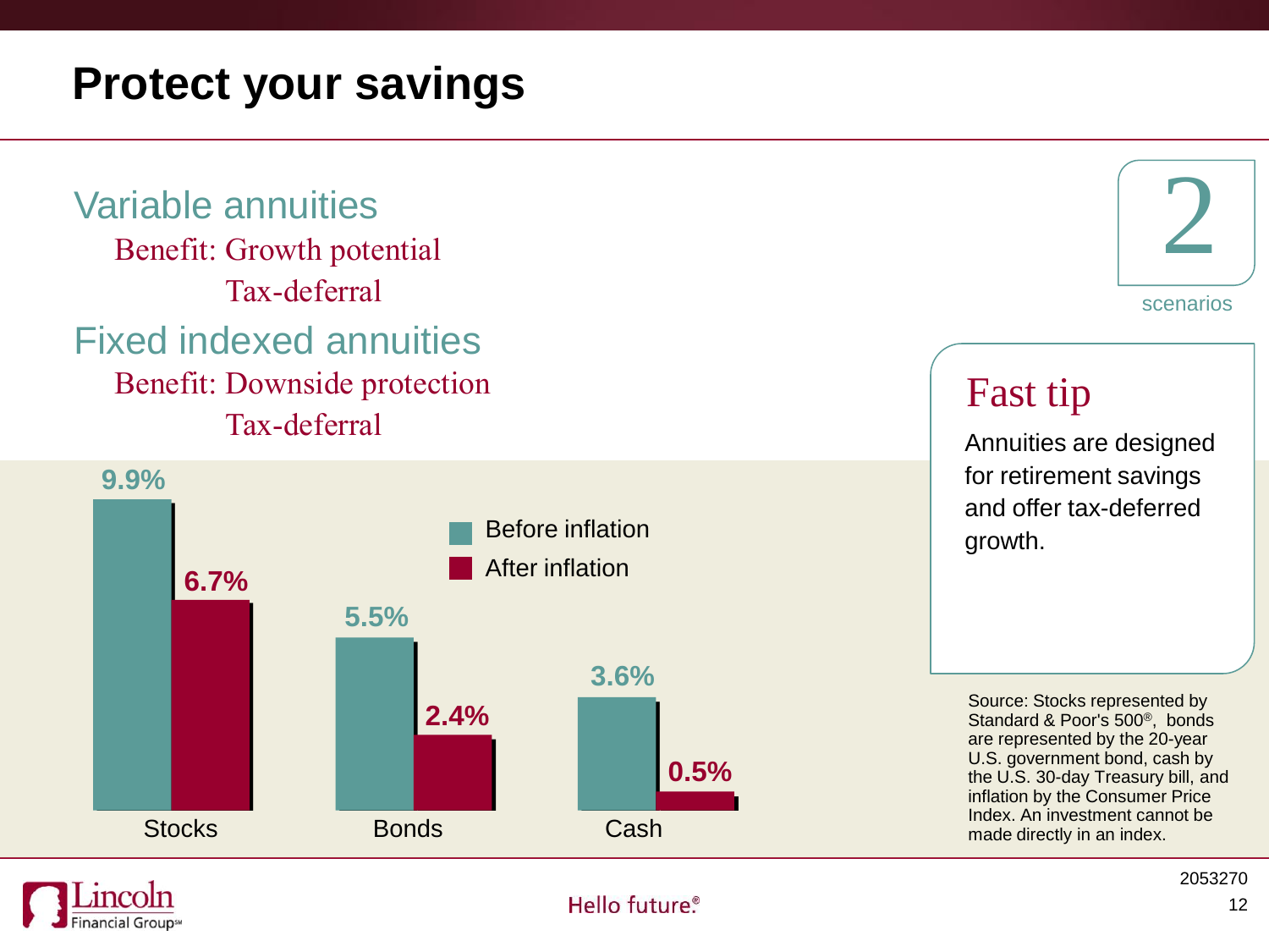# Protect your savings

## Variable annuities

Benefit: Growth potential
Tax-deferral

## Fixed indexed annuities

Benefit: Downside protection
Tax-deferral

2
scenarios

| | Before inflation | After inflation |
| --- | --- | --- |
| Stocks | 9.9% | 6.7% |
| Bonds | 5.5% | 2.4% |
| Cash | 3.6% | 0.5% |

### Fast tip

Annuities are designed for retirement savings and offer tax-deferred growth.

Source: Stocks represented by Standard & Poor's 500®, bonds are represented by the 20-year U.S. government bond, cash by the U.S. 30-day Treasury bill, and inflation by the Consumer Price Index. An investment cannot be made directly in an index.

2053270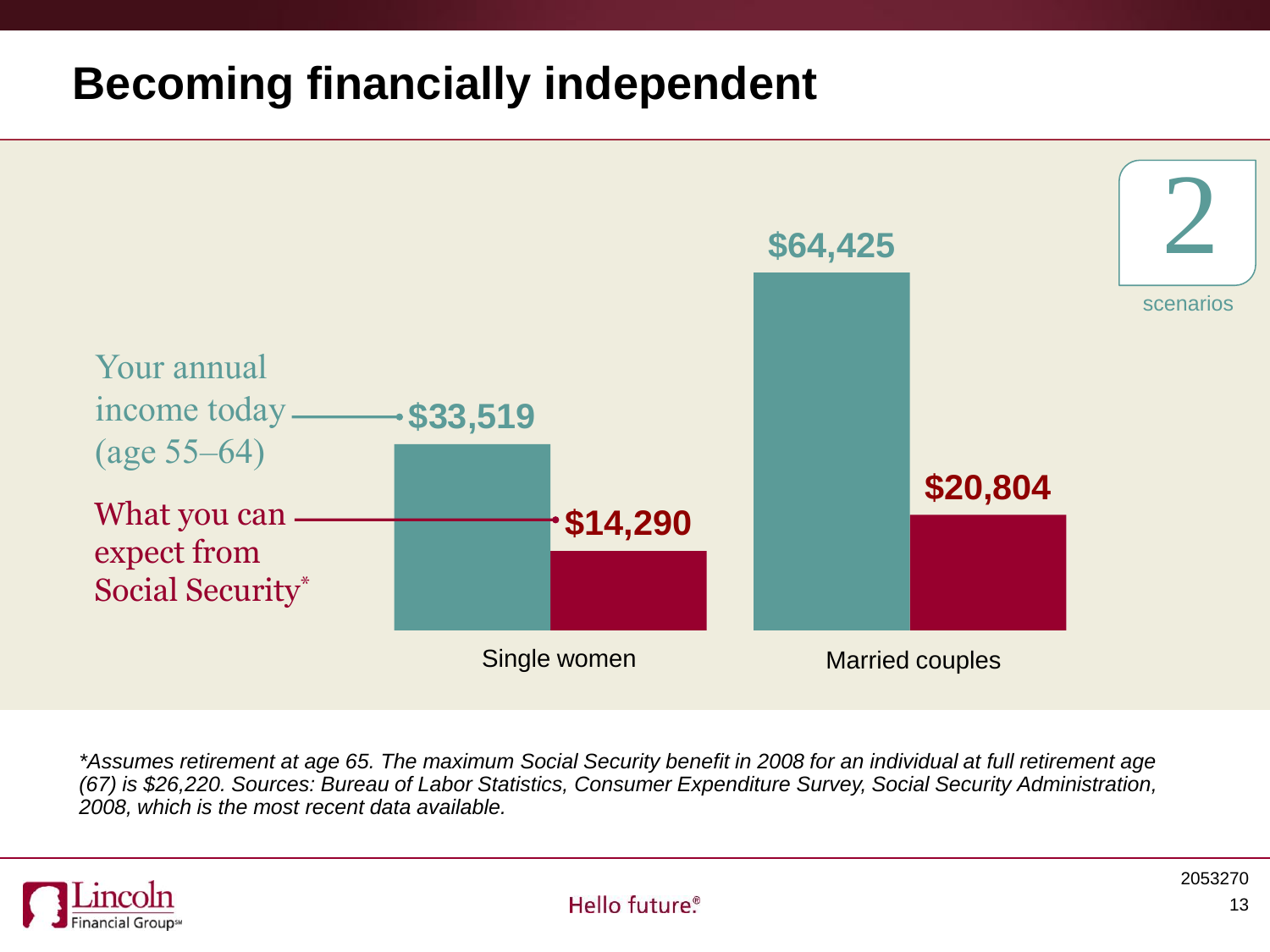# Becoming financially independent

**2** scenarios

| | Single women | Married couples |
|---|---|---|
| Your annual income today (age 55–64) | $33,519 | $64,425 |
| What you can expect from Social Security* | $14,290 | $20,804 |

*\*Assumes retirement at age 65. The maximum Social Security benefit in 2008 for an individual at full retirement age (67) is $26,220. Sources: Bureau of Labor Statistics, Consumer Expenditure Survey, Social Security Administration, 2008, which is the most recent data available.*

Lincoln Financial Group

Hello future.®

2053270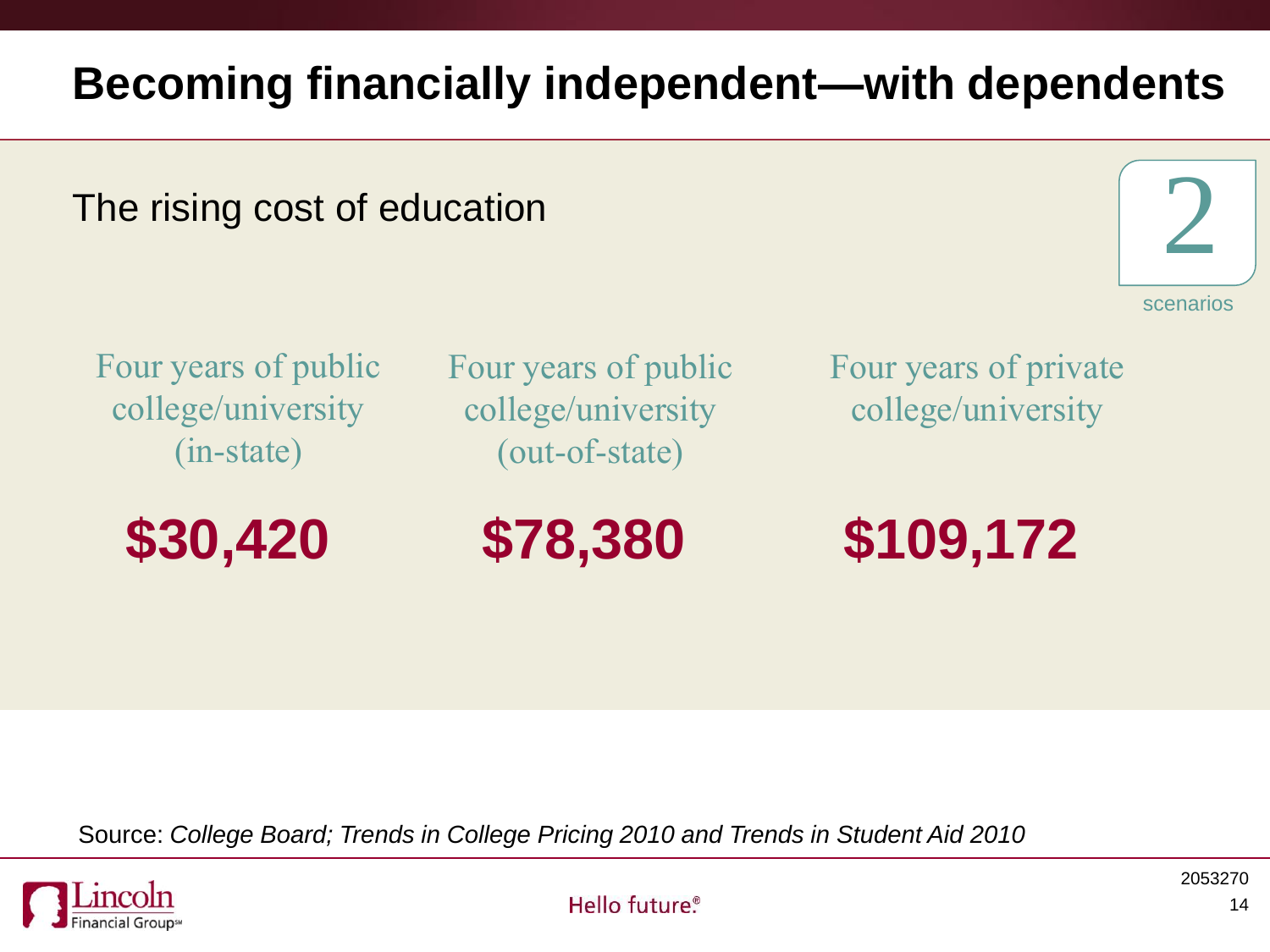# Becoming financially independent—with dependents

The rising cost of education

2 scenarios

| Four years of public college/university (in-state) | Four years of public college/university (out-of-state) | Four years of private college/university |
| --- | --- | --- |
| **$30,420** | **$78,380** | **$109,172** |

Source: *College Board; Trends in College Pricing 2010 and Trends in Student Aid 2010*

Hello future.®

2053270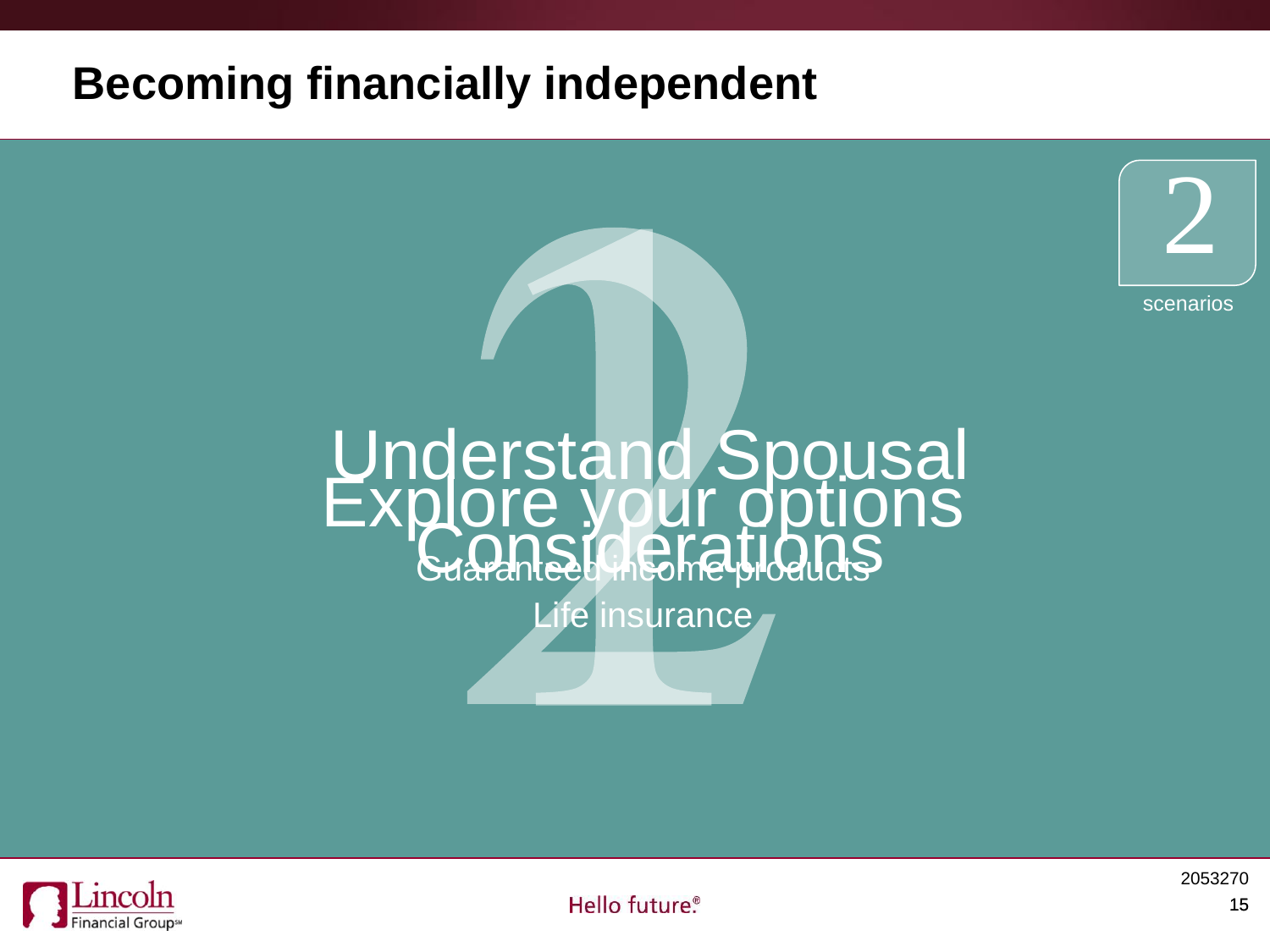# Becoming financially independent

2

scenarios

Understand Spousal Considerations

Explore your options

Guaranteed income products

Life insurance

Hello future®

2053270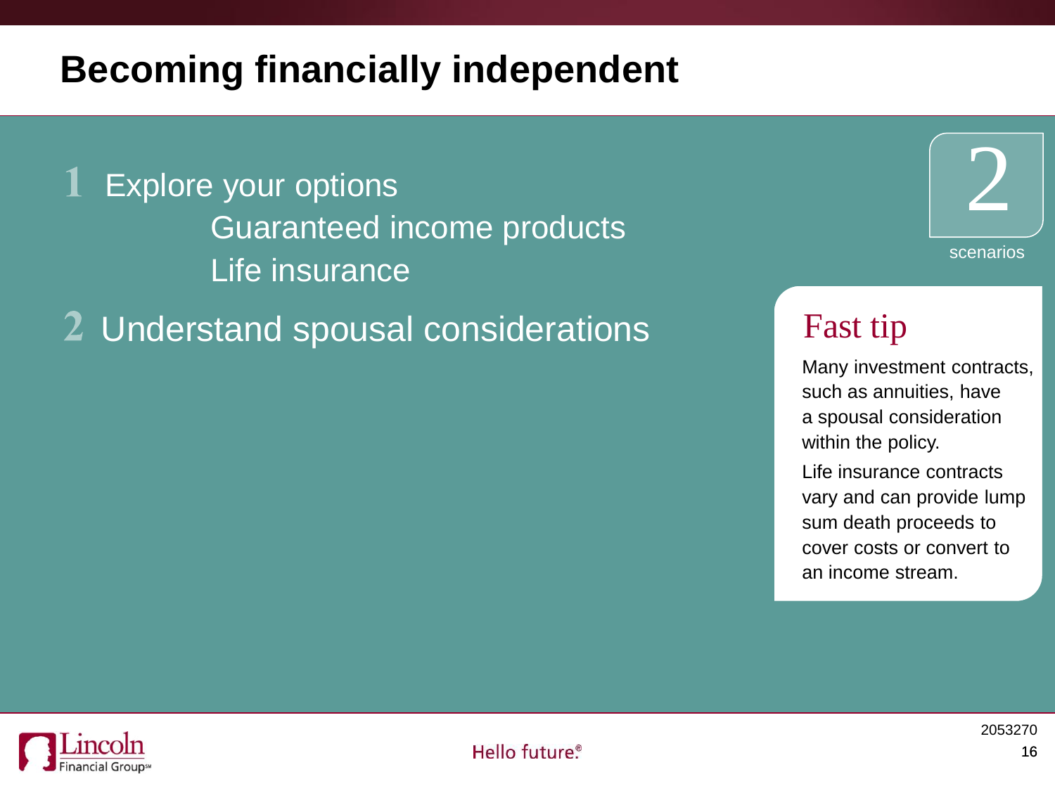# Becoming financially independent

1. Explore your options
   - Guaranteed income products
   - Life insurance
2. Understand spousal considerations

2

scenarios

## Fast tip

Many investment contracts, such as annuities, have a spousal consideration within the policy.

Life insurance contracts vary and can provide lump sum death proceeds to cover costs or convert to an income stream.

2053270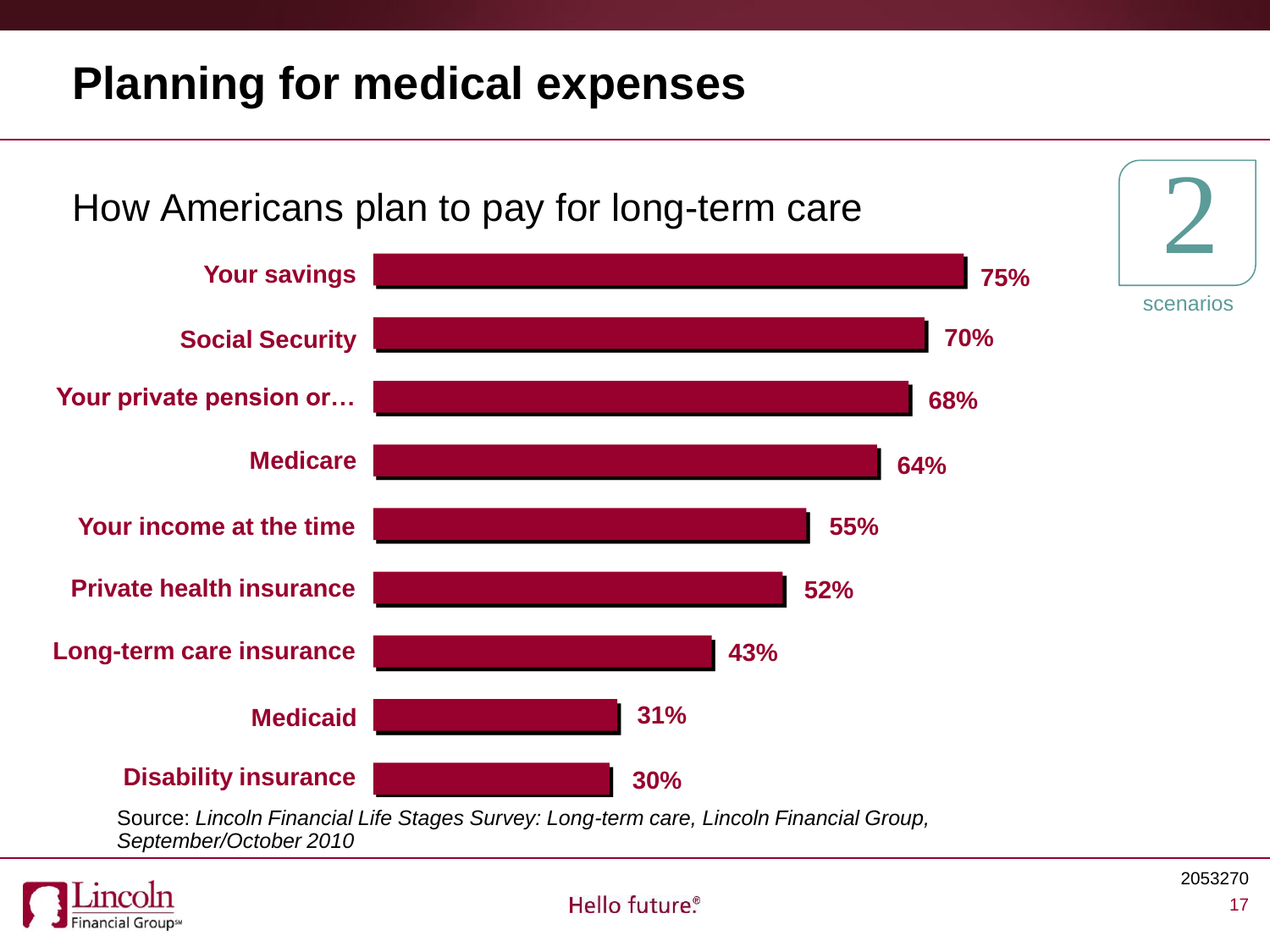# Planning for medical expenses

## How Americans plan to pay for long-term care

2 scenarios

| Source | Percentage |
|---|---|
| Your savings | 75% |
| Social Security | 70% |
| Your private pension or… | 68% |
| Medicare | 64% |
| Your income at the time | 55% |
| Private health insurance | 52% |
| Long-term care insurance | 43% |
| Medicaid | 31% |
| Disability insurance | 30% |

Source: *Lincoln Financial Life Stages Survey: Long-term care, Lincoln Financial Group, September/October 2010*

Lincoln Financial Group

Hello future®

2053270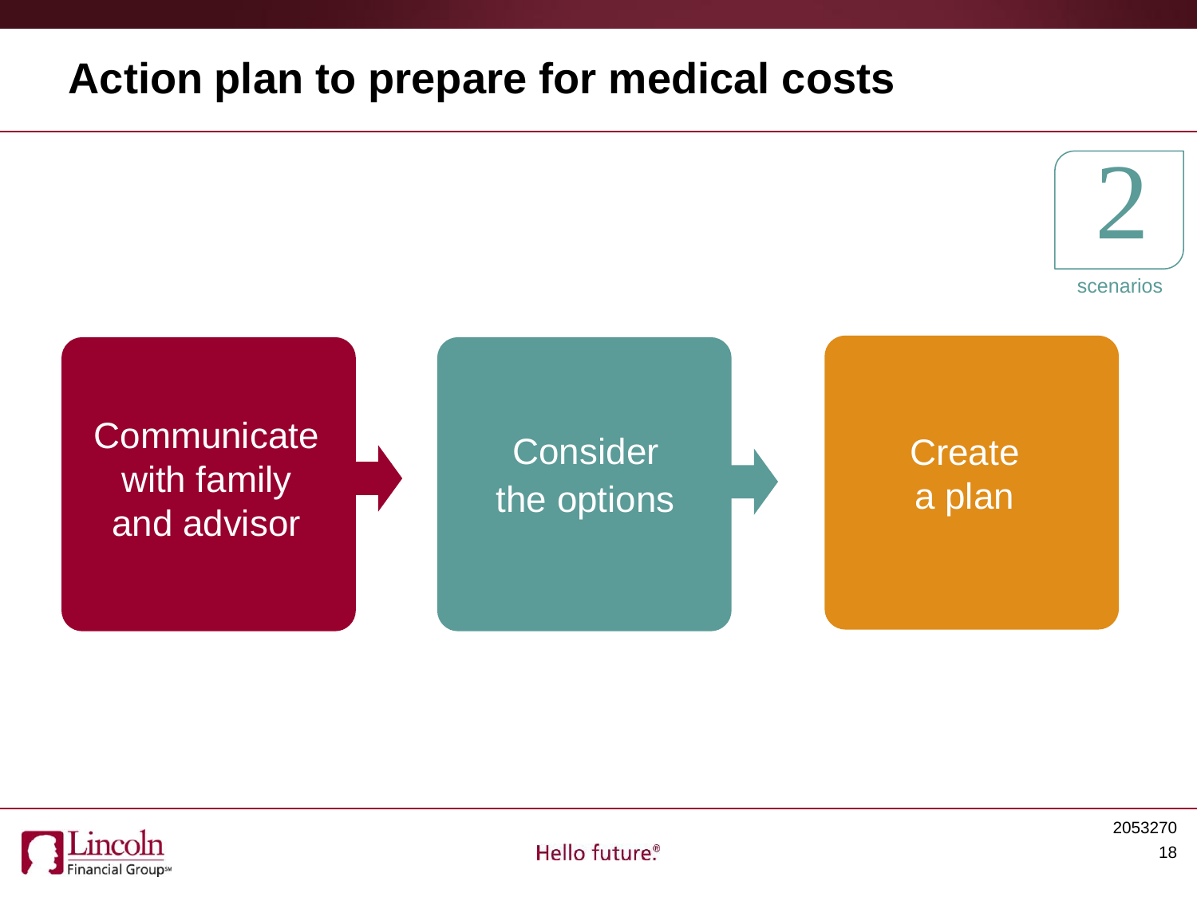# Action plan to prepare for medical costs

2

scenarios

Communicate with family and advisor → Consider the options → Create a plan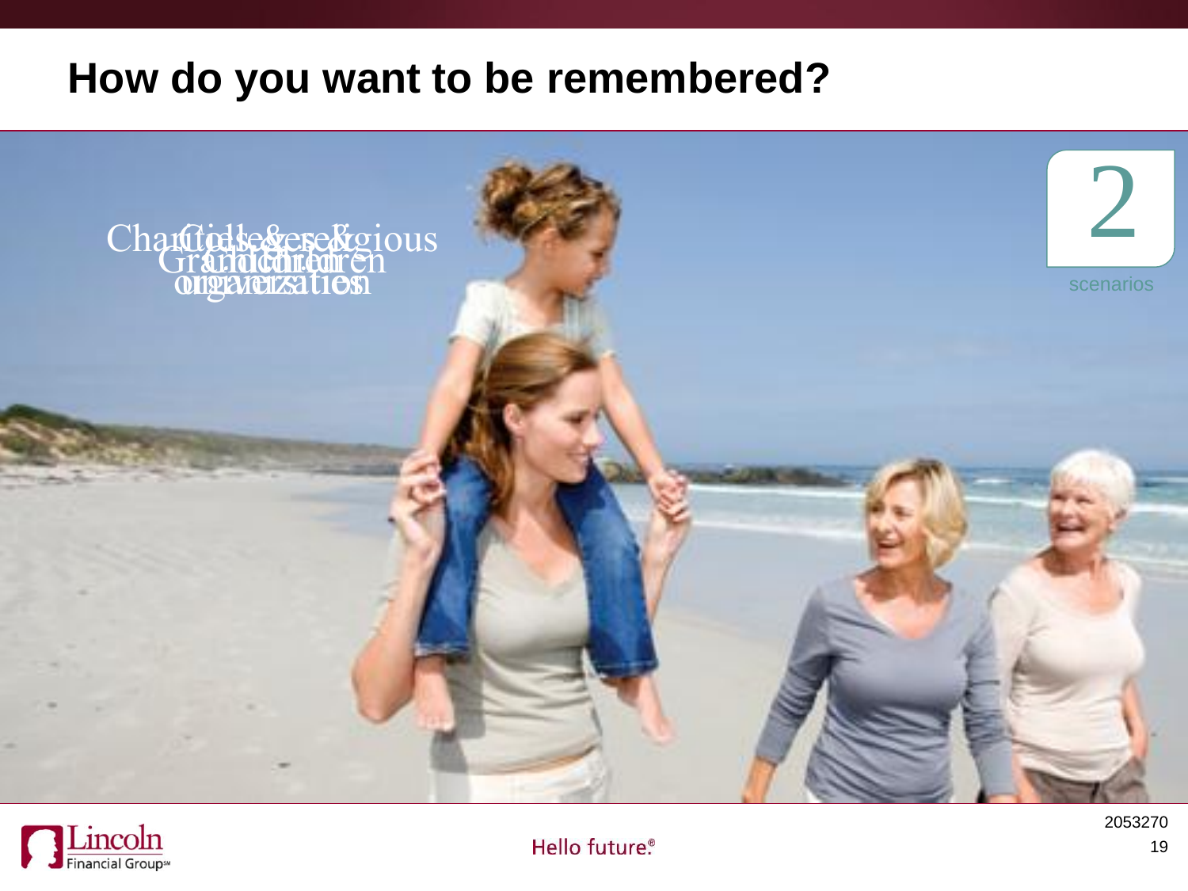# How do you want to be remembered?

Charitable & religious organization

Colleges & universities

Grandchildren

Children

2

scenarios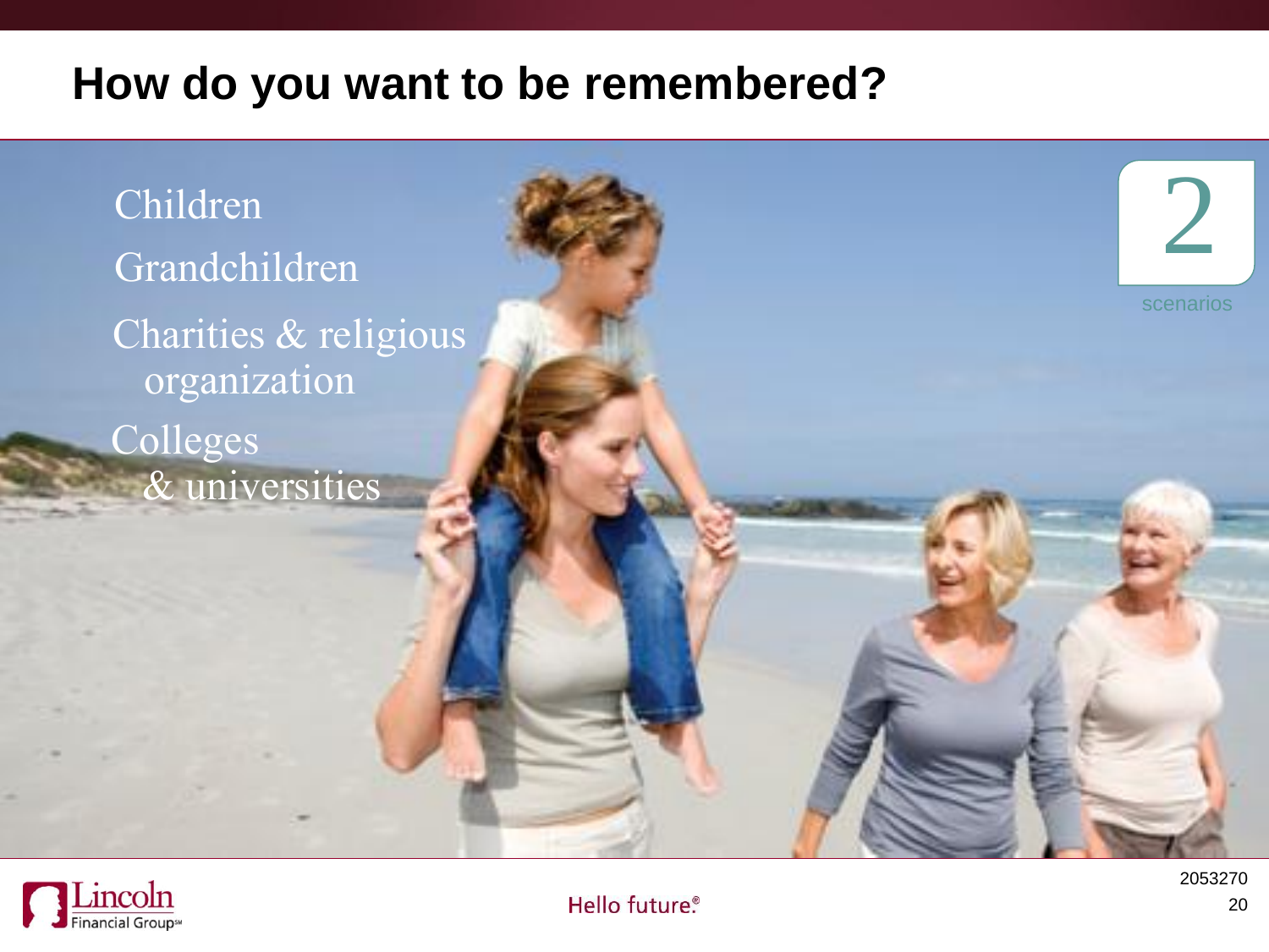# How do you want to be remembered?

- Children
- Grandchildren
- Charities & religious organization
- Colleges & universities

2

scenarios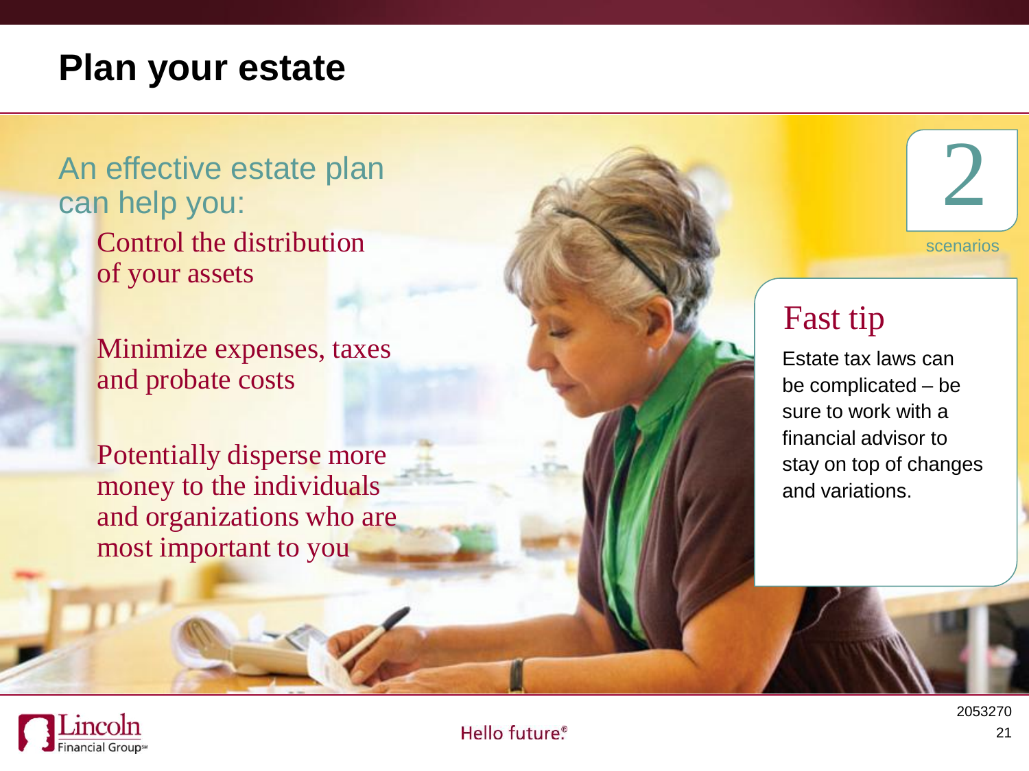# Plan your estate

## An effective estate plan can help you:

- Control the distribution of your assets
- Minimize expenses, taxes and probate costs
- Potentially disperse more money to the individuals and organizations who are most important to you

2

scenarios

### Fast tip

Estate tax laws can be complicated – be sure to work with a financial advisor to stay on top of changes and variations.

Hello future.®

2053270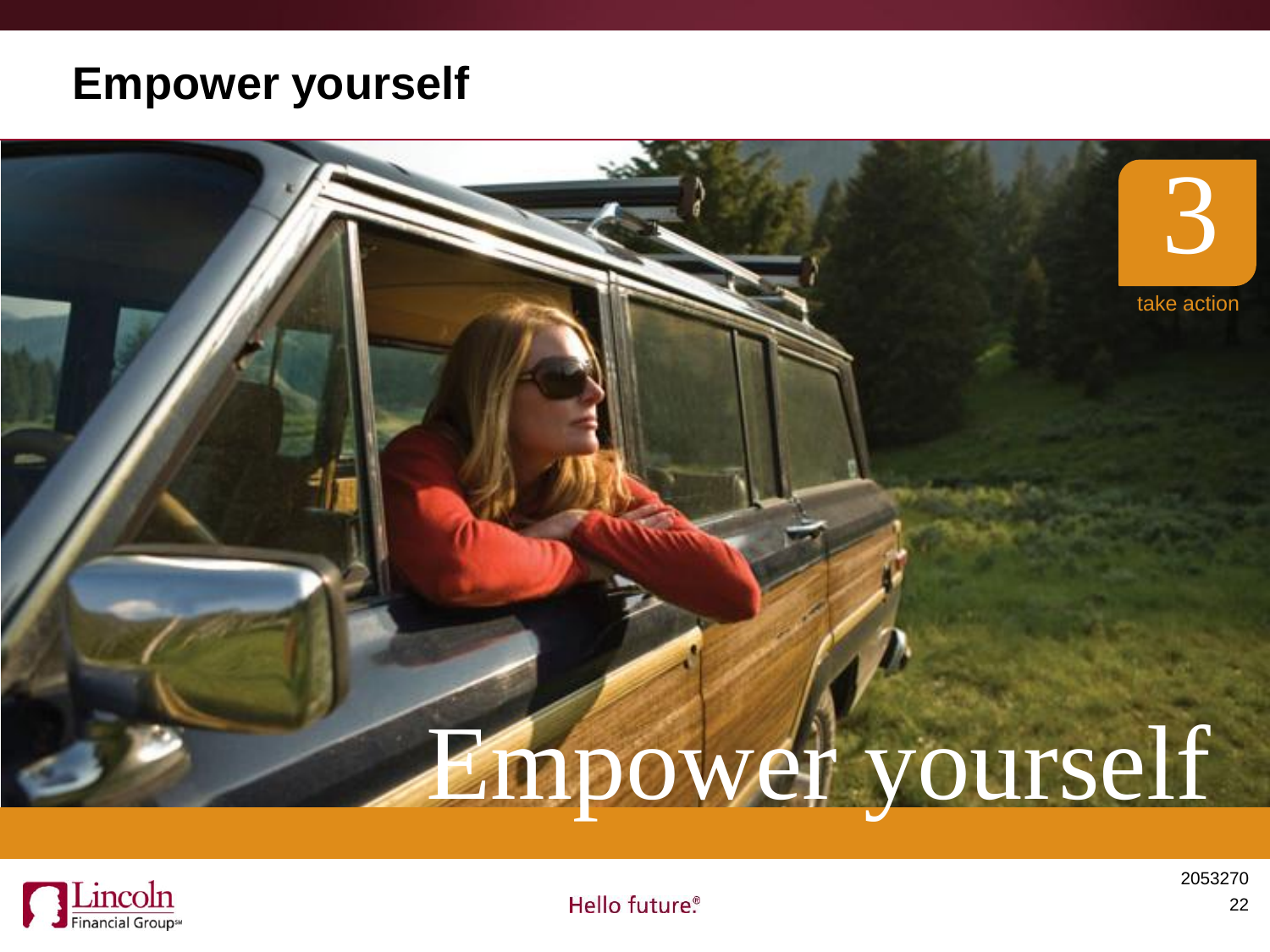# Empower yourself

3

take action

Empower yourself

2053270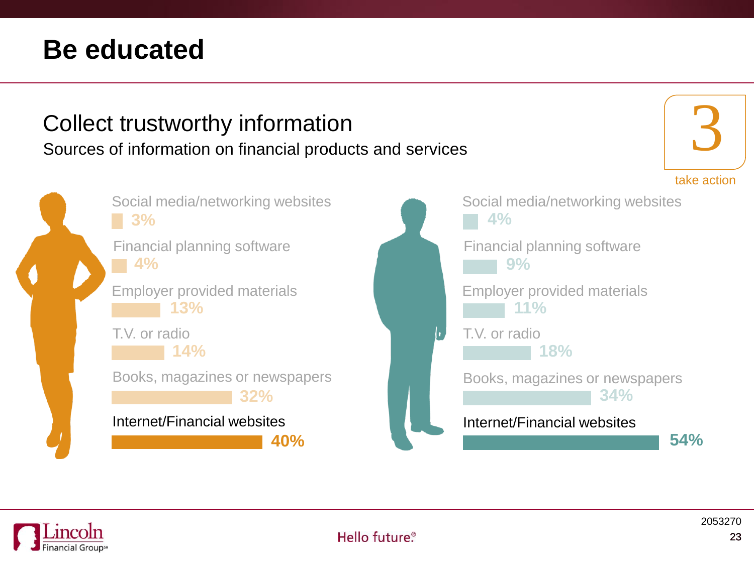# Be educated

## Collect trustworthy information

Sources of information on financial products and services

3 take action

| Source | Women | Men |
|---|---|---|
| Social media/networking websites | 3% | 4% |
| Financial planning software | 4% | 9% |
| Employer provided materials | 13% | 11% |
| T.V. or radio | 14% | 18% |
| Books, magazines or newspapers | 32% | 34% |
| **Internet/Financial websites** | **40%** | **54%** |

Lincoln Financial Group℠

Hello future.®

2053270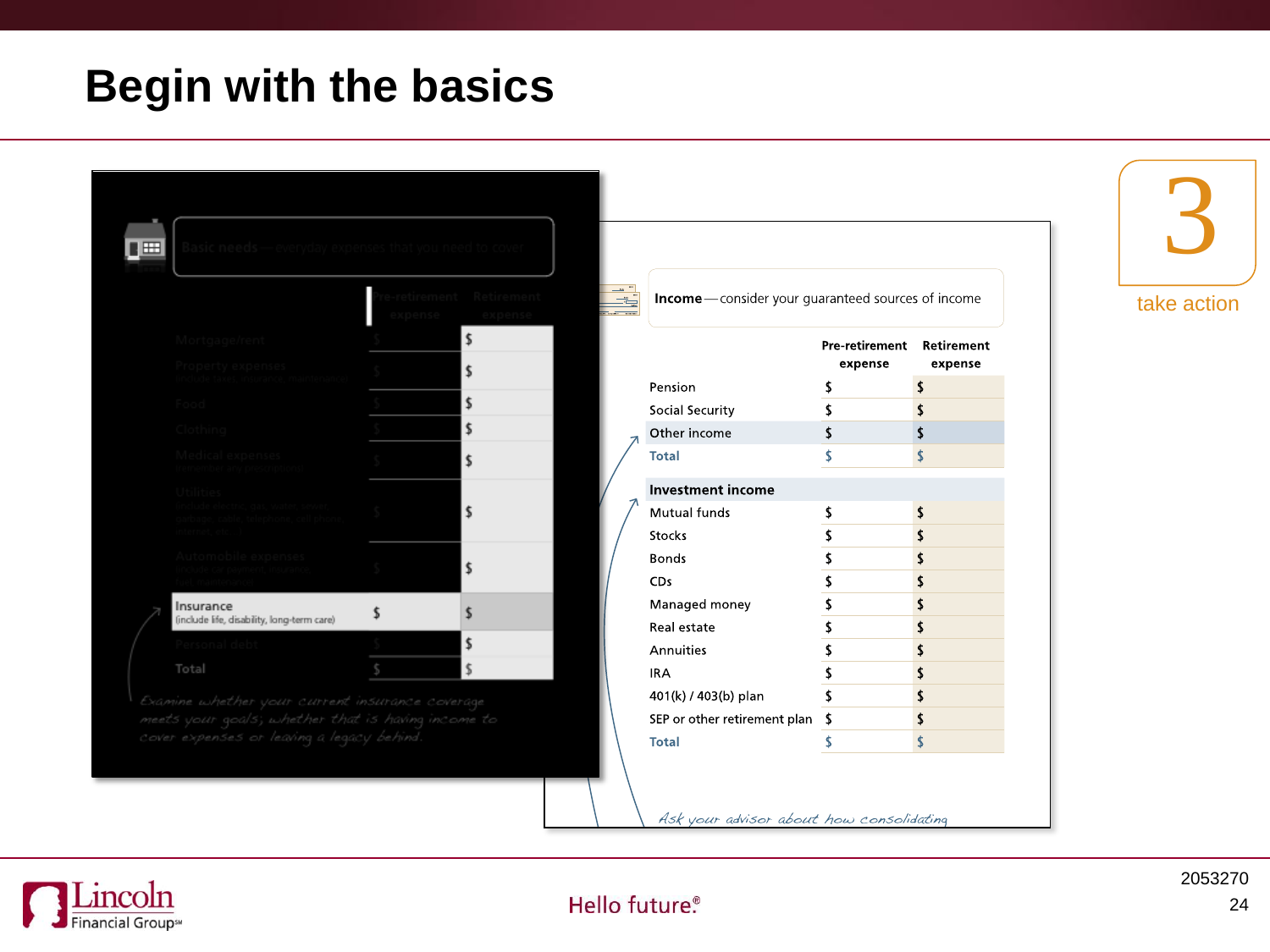# Begin with the basics

**Basic needs** — everyday expenses that you need to cover

| | Pre-retirement expense | Retirement expense |
|---|---|---|
| Mortgage/rent | $ | $ |
| Property expenses (include taxes, insurance, maintenance) | $ | $ |
| Food | $ | $ |
| Clothing | $ | $ |
| Medical expenses (remember any prescriptions) | $ | $ |
| Utilities (include electric, gas, water, sewer, garbage, cable, telephone, cell phone, internet, etc.) | $ | $ |
| Automobile expenses (include car payment, insurance, fuel, maintenance) | $ | $ |
| Insurance (include life, disability, long-term care) | $ | $ |
| Personal debt | $ | $ |
| Total | $ | $ |

*Examine whether your current insurance coverage meets your goals; whether that is having income to cover expenses or leaving a legacy behind.*

**Income** — consider your guaranteed sources of income

| | Pre-retirement expense | Retirement expense |
|---|---|---|
| Pension | $ | $ |
| Social Security | $ | $ |
| Other income | $ | $ |
| Total | $ | $ |
| **Investment income** | | |
| Mutual funds | $ | $ |
| Stocks | $ | $ |
| Bonds | $ | $ |
| CDs | $ | $ |
| Managed money | $ | $ |
| Real estate | $ | $ |
| Annuities | $ | $ |
| IRA | $ | $ |
| 401(k) / 403(b) plan | $ | $ |
| SEP or other retirement plan | $ | $ |
| Total | $ | $ |

*Ask your advisor about how consolidating*

3

take action

Hello future.®

2053270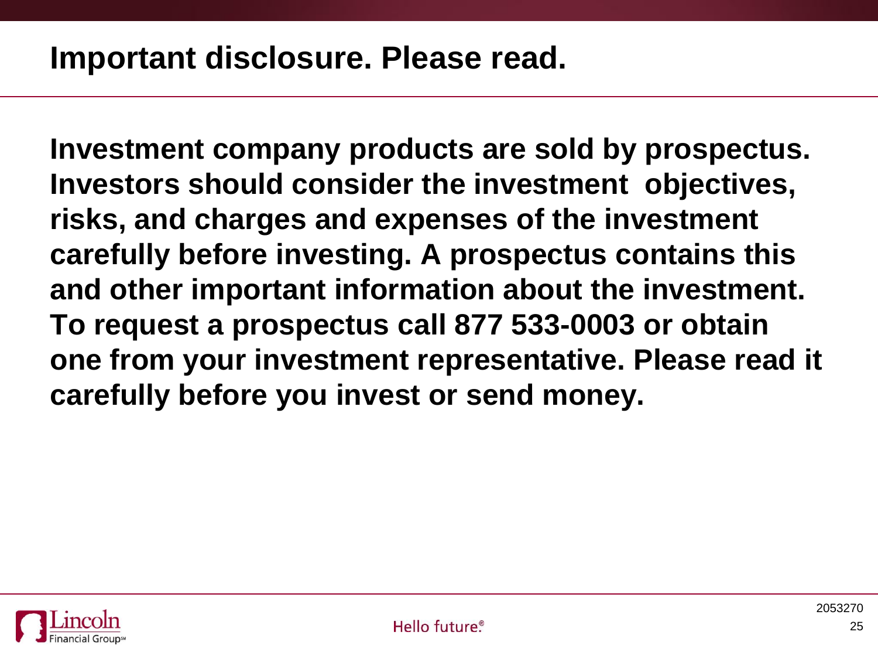# Important disclosure. Please read.

**Investment company products are sold by prospectus. Investors should consider the investment objectives, risks, and charges and expenses of the investment carefully before investing. A prospectus contains this and other important information about the investment. To request a prospectus call 877 533-0003 or obtain one from your investment representative. Please read it carefully before you invest or send money.**

Lincoln Financial Group℠

Hello future.®

2053270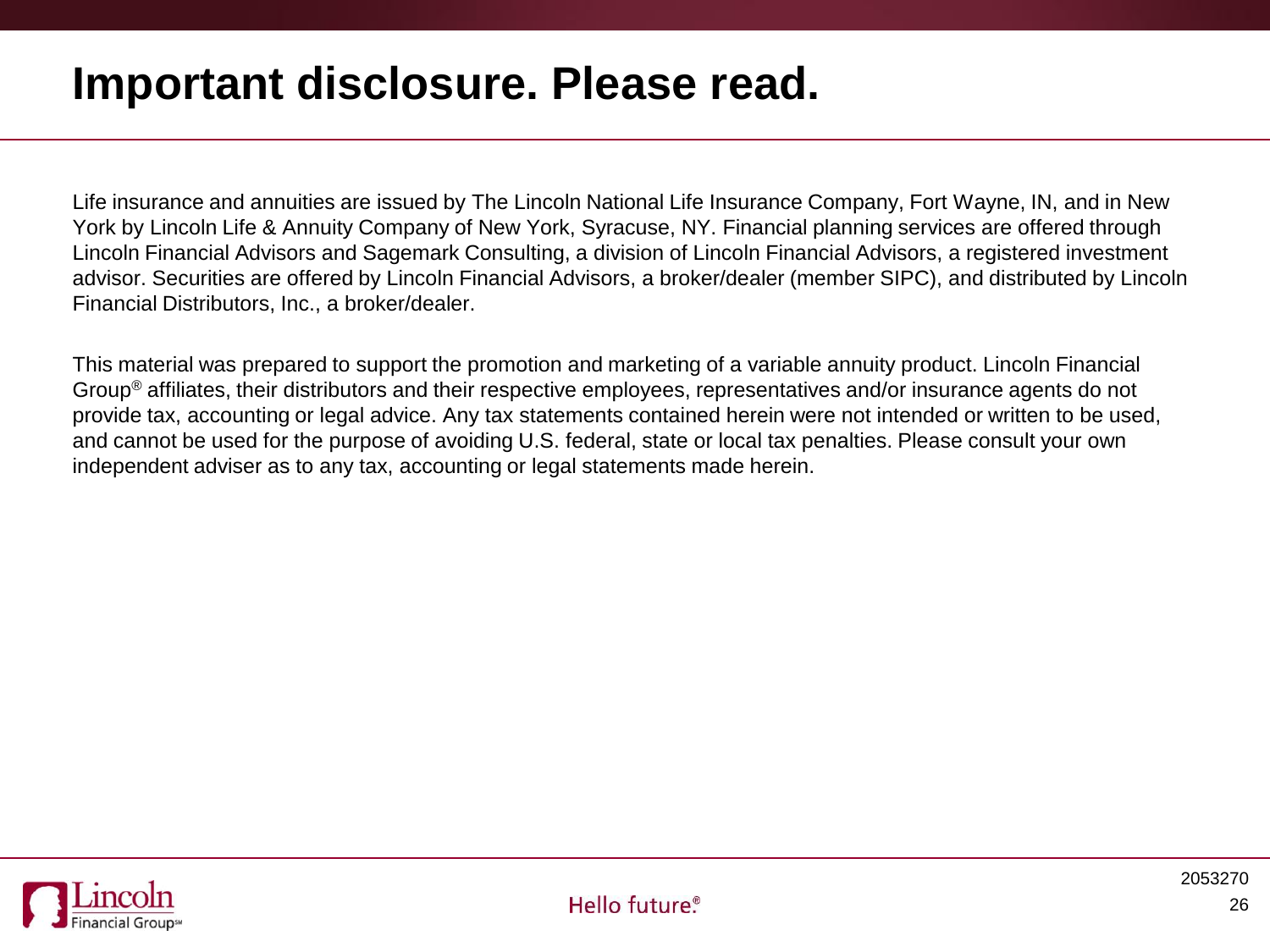# Important disclosure. Please read.

Life insurance and annuities are issued by The Lincoln National Life Insurance Company, Fort Wayne, IN, and in New York by Lincoln Life & Annuity Company of New York, Syracuse, NY. Financial planning services are offered through Lincoln Financial Advisors and Sagemark Consulting, a division of Lincoln Financial Advisors, a registered investment advisor. Securities are offered by Lincoln Financial Advisors, a broker/dealer (member SIPC), and distributed by Lincoln Financial Distributors, Inc., a broker/dealer.

This material was prepared to support the promotion and marketing of a variable annuity product. Lincoln Financial Group® affiliates, their distributors and their respective employees, representatives and/or insurance agents do not provide tax, accounting or legal advice. Any tax statements contained herein were not intended or written to be used, and cannot be used for the purpose of avoiding U.S. federal, state or local tax penalties. Please consult your own independent adviser as to any tax, accounting or legal statements made herein.

Lincoln Financial Group℠

Hello future®

2053270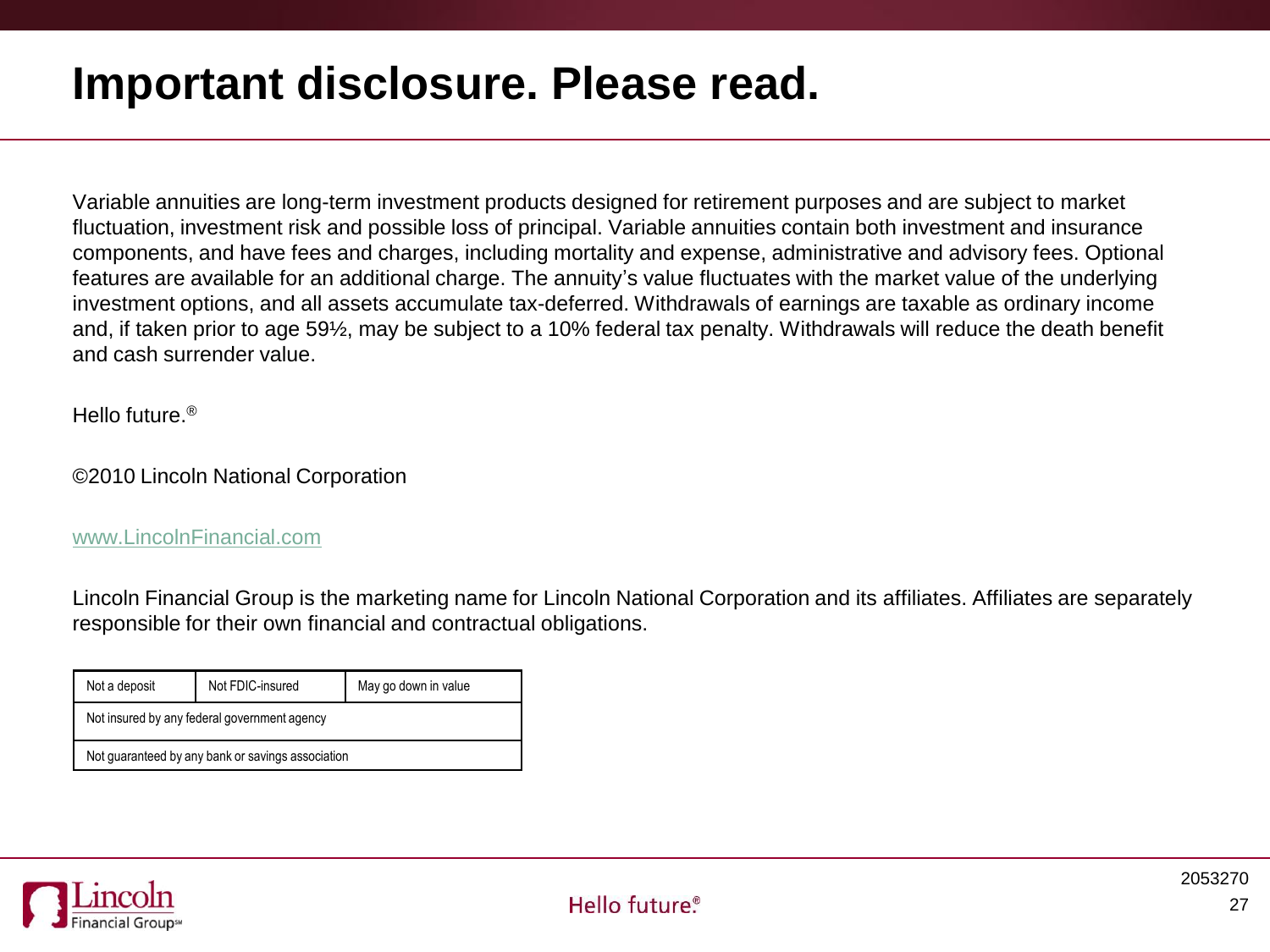# Important disclosure. Please read.

Variable annuities are long-term investment products designed for retirement purposes and are subject to market fluctuation, investment risk and possible loss of principal. Variable annuities contain both investment and insurance components, and have fees and charges, including mortality and expense, administrative and advisory fees. Optional features are available for an additional charge. The annuity's value fluctuates with the market value of the underlying investment options, and all assets accumulate tax-deferred. Withdrawals of earnings are taxable as ordinary income and, if taken prior to age 59½, may be subject to a 10% federal tax penalty. Withdrawals will reduce the death benefit and cash surrender value.

Hello future.®

©2010 Lincoln National Corporation

www.LincolnFinancial.com

Lincoln Financial Group is the marketing name for Lincoln National Corporation and its affiliates. Affiliates are separately responsible for their own financial and contractual obligations.

| | | |
|---|---|---|
| Not a deposit | Not FDIC-insured | May go down in value |
| Not insured by any federal government agency | | |
| Not guaranteed by any bank or savings association | | |

2053270